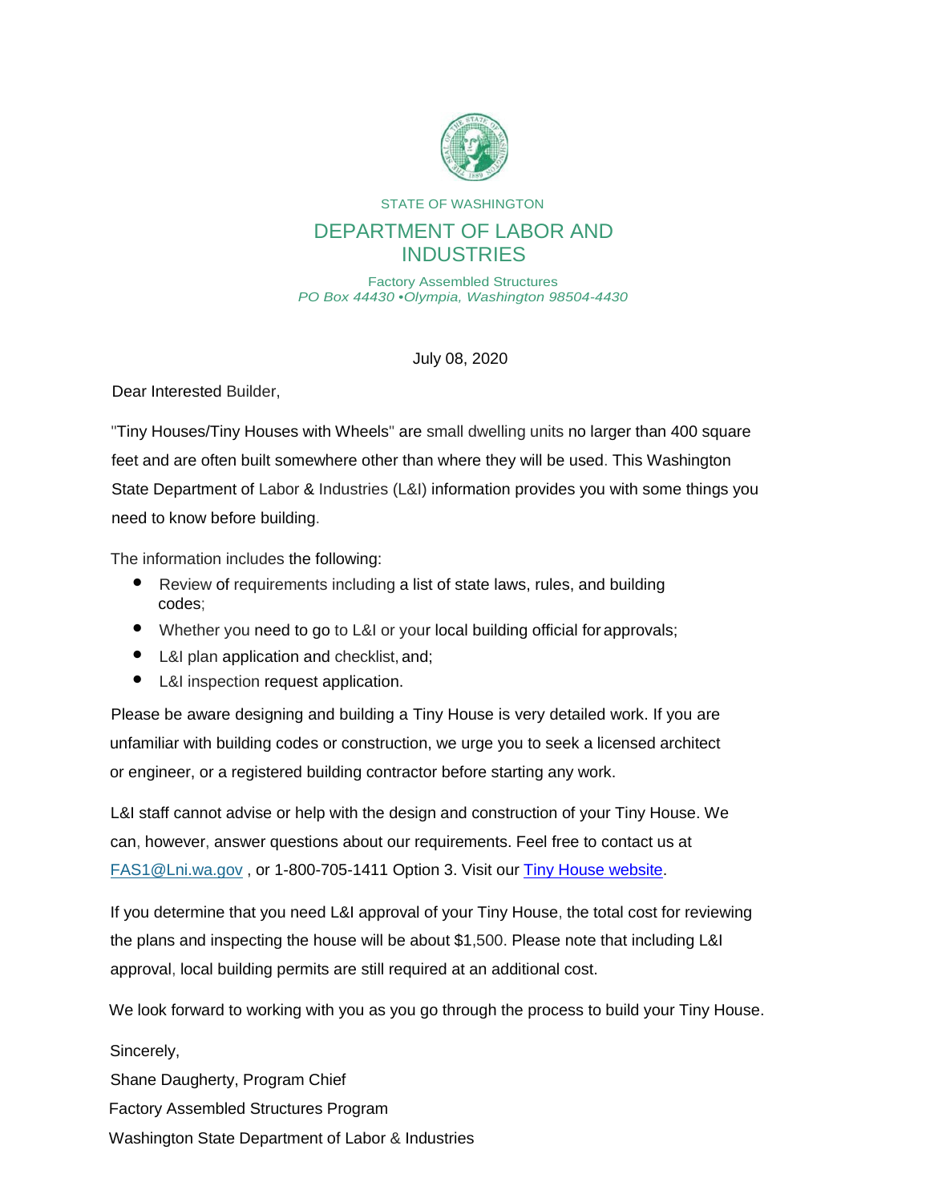STATE OF WASHINGTON

# DEPARTMENT OF LABOR AND INDUSTRIES

Factory Assembled Structures
*PO Box 44430 •Olympia, Washington 98504-4430*

July 08, 2020

Dear Interested Builder,

"Tiny Houses/Tiny Houses with Wheels" are small dwelling units no larger than 400 square feet and are often built somewhere other than where they will be used. This Washington State Department of Labor & Industries (L&I) information provides you with some things you need to know before building.

The information includes the following:

- Review of requirements including a list of state laws, rules, and building codes;
- Whether you need to go to L&I or your local building official for approvals;
- L&I plan application and checklist, and;
- L&I inspection request application.

Please be aware designing and building a Tiny House is very detailed work. If you are unfamiliar with building codes or construction, we urge you to seek a licensed architect or engineer, or a registered building contractor before starting any work.

L&I staff cannot advise or help with the design and construction of your Tiny House. We can, however, answer questions about our requirements. Feel free to contact us at FAS1@Lni.wa.gov , or 1-800-705-1411 Option 3. Visit our Tiny House website.

If you determine that you need L&I approval of your Tiny House, the total cost for reviewing the plans and inspecting the house will be about $1,500. Please note that including L&I approval, local building permits are still required at an additional cost.

We look forward to working with you as you go through the process to build your Tiny House.

Sincerely,

Shane Daugherty, Program Chief

Factory Assembled Structures Program

Washington State Department of Labor & Industries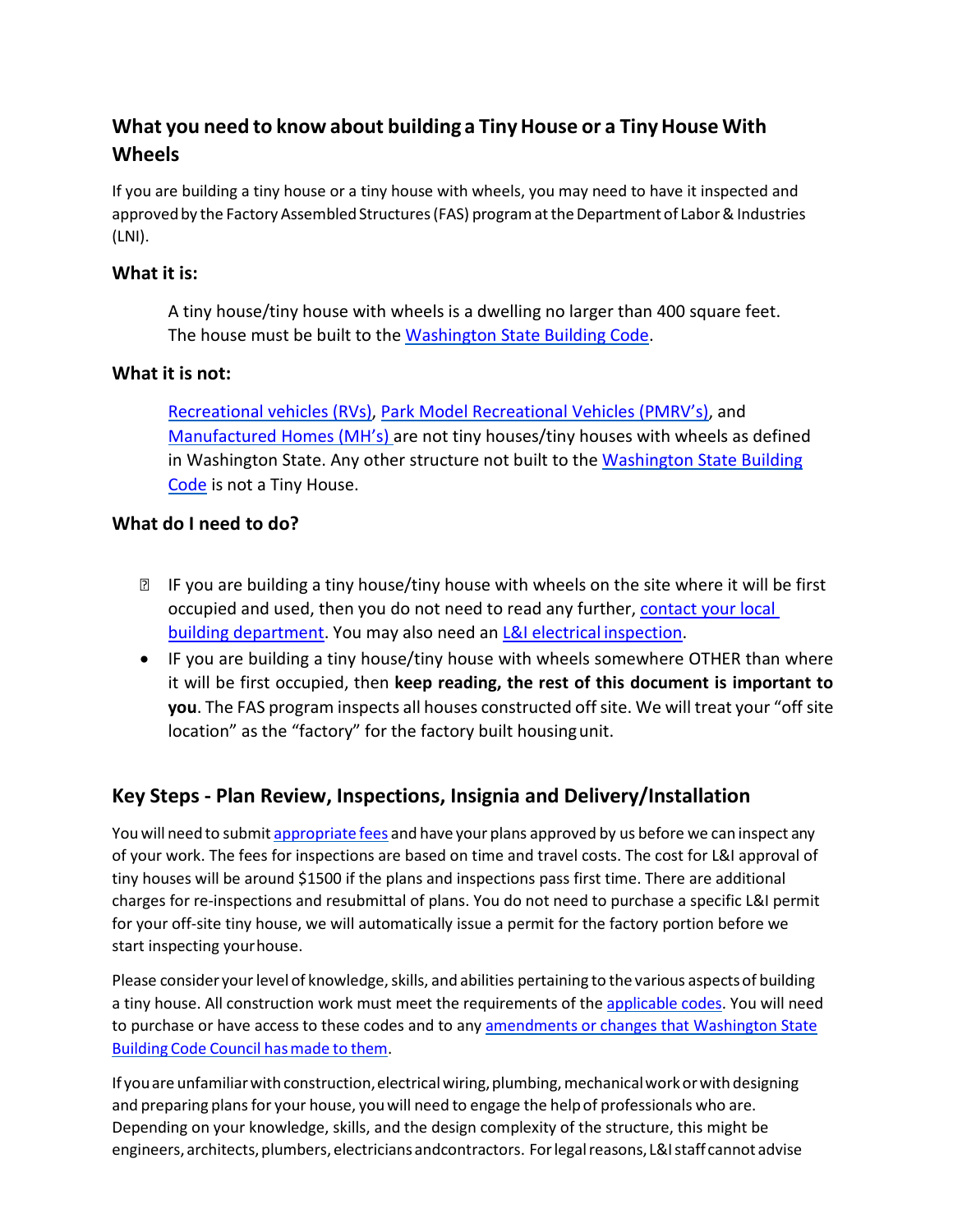## What you need to know about building a Tiny House or a Tiny House With Wheels

If you are building a tiny house or a tiny house with wheels, you may need to have it inspected and approved by the Factory Assembled Structures (FAS) program at the Department of Labor & Industries (LNI).

### What it is:

A tiny house/tiny house with wheels is a dwelling no larger than 400 square feet. The house must be built to the Washington State Building Code.

### What it is not:

Recreational vehicles (RVs), Park Model Recreational Vehicles (PMRV's), and Manufactured Homes (MH's) are not tiny houses/tiny houses with wheels as defined in Washington State. Any other structure not built to the Washington State Building Code is not a Tiny House.

### What do I need to do?

- IF you are building a tiny house/tiny house with wheels on the site where it will be first occupied and used, then you do not need to read any further, contact your local building department. You may also need an L&I electrical inspection.
- IF you are building a tiny house/tiny house with wheels somewhere OTHER than where it will be first occupied, then **keep reading, the rest of this document is important to you**. The FAS program inspects all houses constructed off site. We will treat your "off site location" as the "factory" for the factory built housing unit.

## Key Steps - Plan Review, Inspections, Insignia and Delivery/Installation

You will need to submit appropriate fees and have your plans approved by us before we can inspect any of your work. The fees for inspections are based on time and travel costs. The cost for L&I approval of tiny houses will be around $1500 if the plans and inspections pass first time. There are additional charges for re-inspections and resubmittal of plans. You do not need to purchase a specific L&I permit for your off-site tiny house, we will automatically issue a permit for the factory portion before we start inspecting your house.

Please consider your level of knowledge, skills, and abilities pertaining to the various aspects of building a tiny house. All construction work must meet the requirements of the applicable codes. You will need to purchase or have access to these codes and to any amendments or changes that Washington State Building Code Council has made to them.

If you are unfamiliar with construction, electrical wiring, plumbing, mechanical work or with designing and preparing plans for your house, you will need to engage the help of professionals who are. Depending on your knowledge, skills, and the design complexity of the structure, this might be engineers, architects, plumbers, electricians and contractors. For legal reasons, L&I staff cannot advise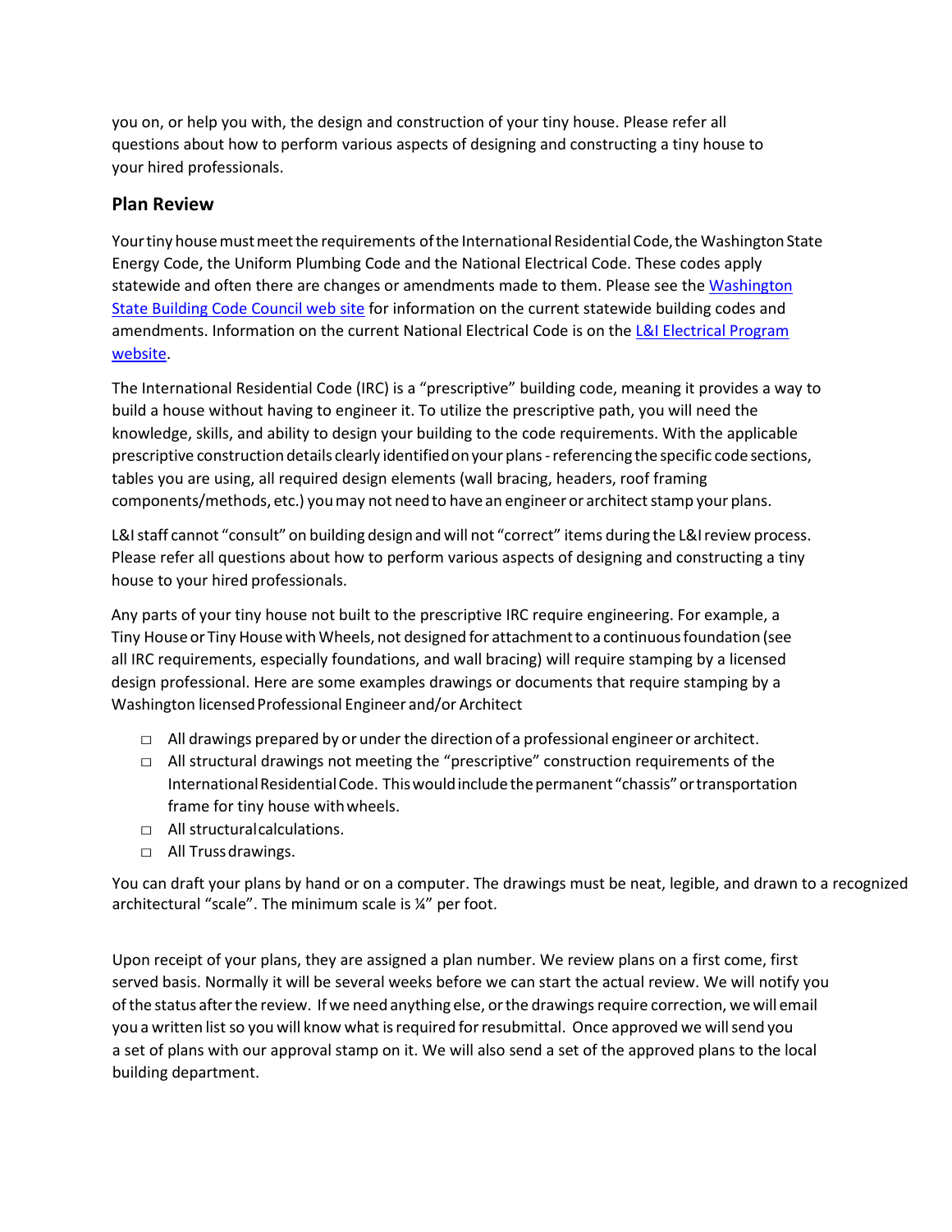you on, or help you with, the design and construction of your tiny house. Please refer all questions about how to perform various aspects of designing and constructing a tiny house to your hired professionals.

## Plan Review

Your tiny house must meet the requirements of the International Residential Code, the Washington State Energy Code, the Uniform Plumbing Code and the National Electrical Code. These codes apply statewide and often there are changes or amendments made to them. Please see the Washington State Building Code Council web site for information on the current statewide building codes and amendments. Information on the current National Electrical Code is on the L&I Electrical Program website.

The International Residential Code (IRC) is a "prescriptive" building code, meaning it provides a way to build a house without having to engineer it. To utilize the prescriptive path, you will need the knowledge, skills, and ability to design your building to the code requirements. With the applicable prescriptive construction details clearly identified on your plans - referencing the specific code sections, tables you are using, all required design elements (wall bracing, headers, roof framing components/methods, etc.) you may not need to have an engineer or architect stamp your plans.

L&I staff cannot "consult" on building design and will not "correct" items during the L&I review process. Please refer all questions about how to perform various aspects of designing and constructing a tiny house to your hired professionals.

Any parts of your tiny house not built to the prescriptive IRC require engineering. For example, a Tiny House or Tiny House with Wheels, not designed for attachment to a continuous foundation (see all IRC requirements, especially foundations, and wall bracing) will require stamping by a licensed design professional. Here are some examples drawings or documents that require stamping by a Washington licensed Professional Engineer and/or Architect

- ☐ All drawings prepared by or under the direction of a professional engineer or architect.
- ☐ All structural drawings not meeting the "prescriptive" construction requirements of the International Residential Code. This would include the permanent "chassis" or transportation frame for tiny house with wheels.
- ☐ All structural calculations.
- ☐ All Truss drawings.

You can draft your plans by hand or on a computer. The drawings must be neat, legible, and drawn to a recognized architectural "scale". The minimum scale is ¼" per foot.

Upon receipt of your plans, they are assigned a plan number. We review plans on a first come, first served basis. Normally it will be several weeks before we can start the actual review. We will notify you of the status after the review. If we need anything else, or the drawings require correction, we will email you a written list so you will know what is required for resubmittal. Once approved we will send you a set of plans with our approval stamp on it. We will also send a set of the approved plans to the local building department.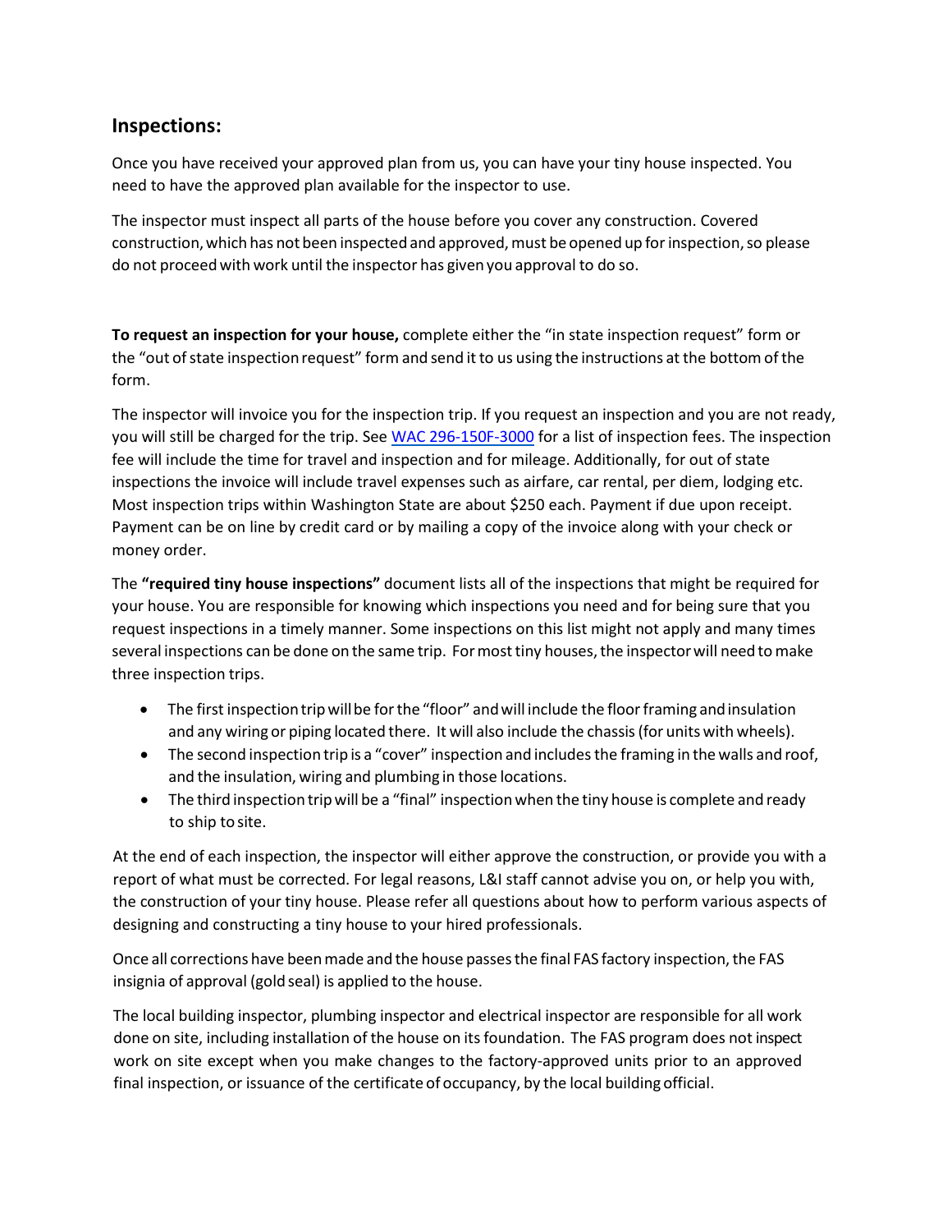## Inspections:

Once you have received your approved plan from us, you can have your tiny house inspected. You need to have the approved plan available for the inspector to use.

The inspector must inspect all parts of the house before you cover any construction. Covered construction, which has not been inspected and approved, must be opened up for inspection, so please do not proceed with work until the inspector has given you approval to do so.

**To request an inspection for your house,** complete either the "in state inspection request" form or the "out of state inspection request" form and send it to us using the instructions at the bottom of the form.

The inspector will invoice you for the inspection trip. If you request an inspection and you are not ready, you will still be charged for the trip. See WAC 296-150F-3000 for a list of inspection fees. The inspection fee will include the time for travel and inspection and for mileage. Additionally, for out of state inspections the invoice will include travel expenses such as airfare, car rental, per diem, lodging etc. Most inspection trips within Washington State are about $250 each. Payment if due upon receipt. Payment can be on line by credit card or by mailing a copy of the invoice along with your check or money order.

The **"required tiny house inspections"** document lists all of the inspections that might be required for your house. You are responsible for knowing which inspections you need and for being sure that you request inspections in a timely manner. Some inspections on this list might not apply and many times several inspections can be done on the same trip. For most tiny houses, the inspector will need to make three inspection trips.

- The first inspection trip will be for the "floor" and will include the floor framing and insulation and any wiring or piping located there. It will also include the chassis (for units with wheels).
- The second inspection trip is a "cover" inspection and includes the framing in the walls and roof, and the insulation, wiring and plumbing in those locations.
- The third inspection trip will be a "final" inspection when the tiny house is complete and ready to ship to site.

At the end of each inspection, the inspector will either approve the construction, or provide you with a report of what must be corrected. For legal reasons, L&I staff cannot advise you on, or help you with, the construction of your tiny house. Please refer all questions about how to perform various aspects of designing and constructing a tiny house to your hired professionals.

Once all corrections have been made and the house passes the final FAS factory inspection, the FAS insignia of approval (gold seal) is applied to the house.

The local building inspector, plumbing inspector and electrical inspector are responsible for all work done on site, including installation of the house on its foundation. The FAS program does not inspect work on site except when you make changes to the factory-approved units prior to an approved final inspection, or issuance of the certificate of occupancy, by the local building official.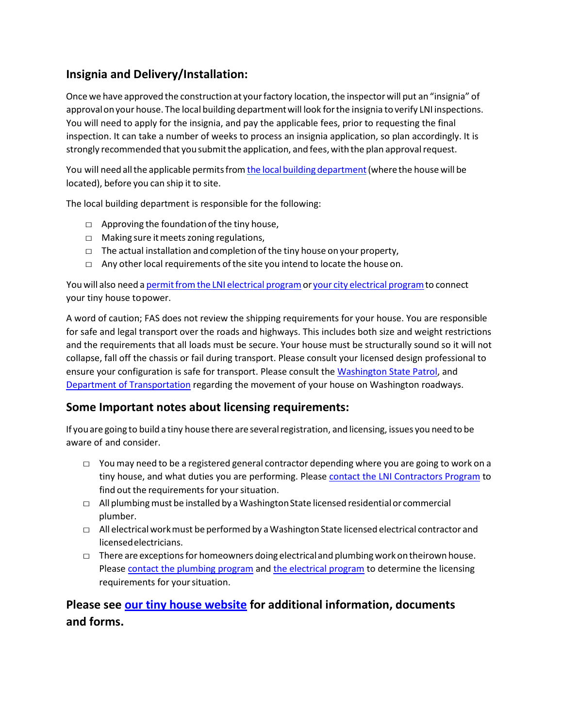## Insignia and Delivery/Installation:

Once we have approved the construction at your factory location, the inspector will put an "insignia" of approval on your house. The local building department will look for the insignia to verify LNI inspections. You will need to apply for the insignia, and pay the applicable fees, prior to requesting the final inspection. It can take a number of weeks to process an insignia application, so plan accordingly. It is strongly recommended that you submit the application, and fees, with the plan approval request.

You will need all the applicable permits from [the local building department](#) (where the house will be located), before you can ship it to site.

The local building department is responsible for the following:

- Approving the foundation of the tiny house,
- Making sure it meets zoning regulations,
- The actual installation and completion of the tiny house on your property,
- Any other local requirements of the site you intend to locate the house on.

You will also need a [permit from the LNI electrical program](#) or [your city electrical program](#) to connect your tiny house to power.

A word of caution; FAS does not review the shipping requirements for your house. You are responsible for safe and legal transport over the roads and highways. This includes both size and weight restrictions and the requirements that all loads must be secure. Your house must be structurally sound so it will not collapse, fall off the chassis or fail during transport. Please consult your licensed design professional to ensure your configuration is safe for transport. Please consult the [Washington State Patrol](#), and [Department of Transportation](#) regarding the movement of your house on Washington roadways.

## Some Important notes about licensing requirements:

If you are going to build a tiny house there are several registration, and licensing, issues you need to be aware of and consider.

- You may need to be a registered general contractor depending where you are going to work on a tiny house, and what duties you are performing. Please [contact the LNI Contractors Program](#) to find out the requirements for your situation.
- All plumbing must be installed by a Washington State licensed residential or commercial plumber.
- All electrical work must be performed by a Washington State licensed electrical contractor and licensed electricians.
- There are exceptions for homeowners doing electrical and plumbing work on their own house. Please [contact the plumbing program](#) and [the electrical program](#) to determine the licensing requirements for your situation.

**Please see [our tiny house website](#) for additional information, documents and forms.**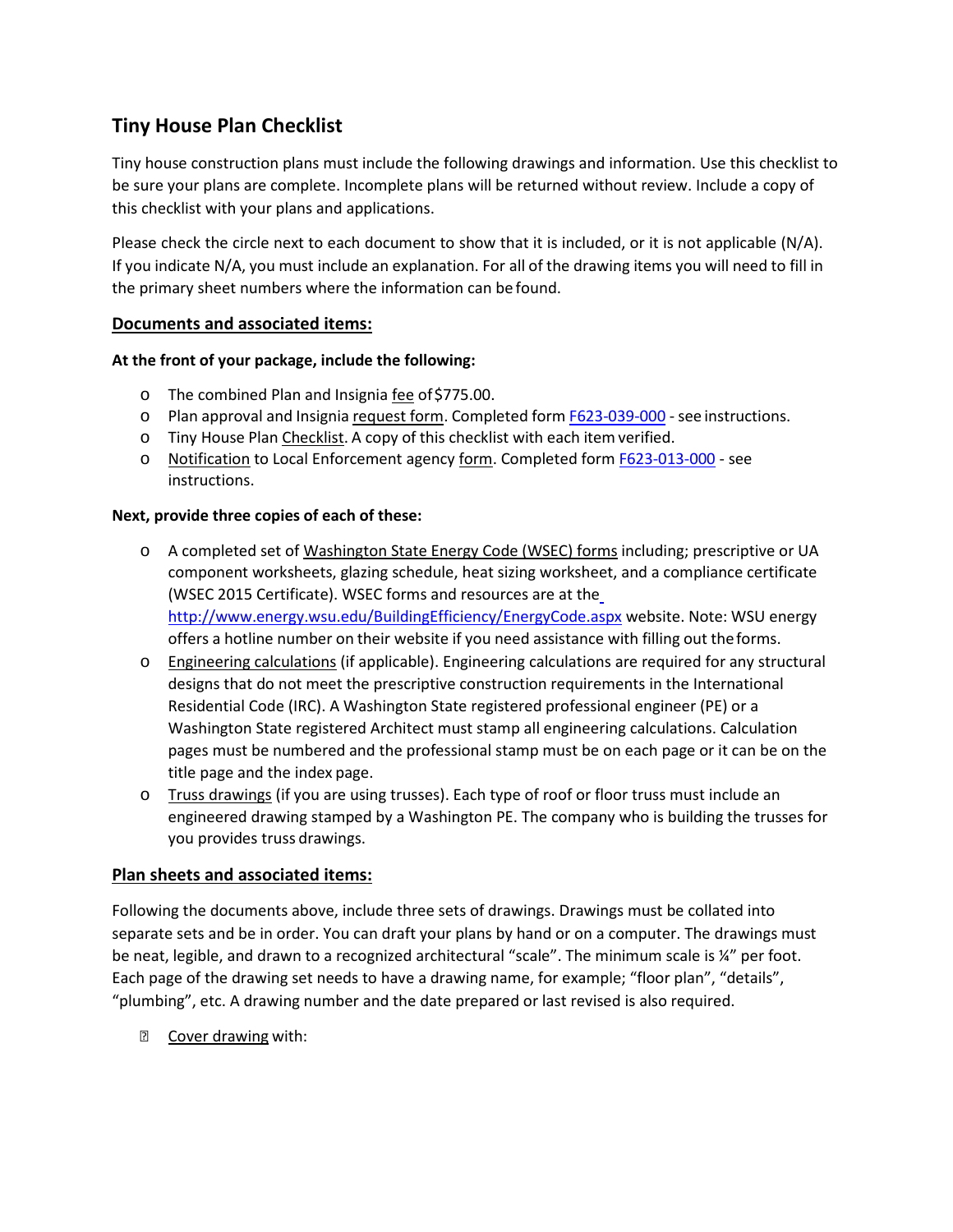## Tiny House Plan Checklist

Tiny house construction plans must include the following drawings and information. Use this checklist to be sure your plans are complete. Incomplete plans will be returned without review. Include a copy of this checklist with your plans and applications.

Please check the circle next to each document to show that it is included, or it is not applicable (N/A). If you indicate N/A, you must include an explanation. For all of the drawing items you will need to fill in the primary sheet numbers where the information can be found.

### Documents and associated items:

**At the front of your package, include the following:**

- The combined Plan and Insignia fee of $775.00.
- Plan approval and Insignia request form. Completed form F623-039-000 - see instructions.
- Tiny House Plan Checklist. A copy of this checklist with each item verified.
- Notification to Local Enforcement agency form. Completed form F623-013-000 - see instructions.

**Next, provide three copies of each of these:**

- A completed set of Washington State Energy Code (WSEC) forms including; prescriptive or UA component worksheets, glazing schedule, heat sizing worksheet, and a compliance certificate (WSEC 2015 Certificate). WSEC forms and resources are at the http://www.energy.wsu.edu/BuildingEfficiency/EnergyCode.aspx website. Note: WSU energy offers a hotline number on their website if you need assistance with filling out the forms.
- Engineering calculations (if applicable). Engineering calculations are required for any structural designs that do not meet the prescriptive construction requirements in the International Residential Code (IRC). A Washington State registered professional engineer (PE) or a Washington State registered Architect must stamp all engineering calculations. Calculation pages must be numbered and the professional stamp must be on each page or it can be on the title page and the index page.
- Truss drawings (if you are using trusses). Each type of roof or floor truss must include an engineered drawing stamped by a Washington PE. The company who is building the trusses for you provides truss drawings.

### Plan sheets and associated items:

Following the documents above, include three sets of drawings. Drawings must be collated into separate sets and be in order. You can draft your plans by hand or on a computer. The drawings must be neat, legible, and drawn to a recognized architectural "scale". The minimum scale is ¼" per foot. Each page of the drawing set needs to have a drawing name, for example; "floor plan", "details", "plumbing", etc. A drawing number and the date prepared or last revised is also required.

- Cover drawing with: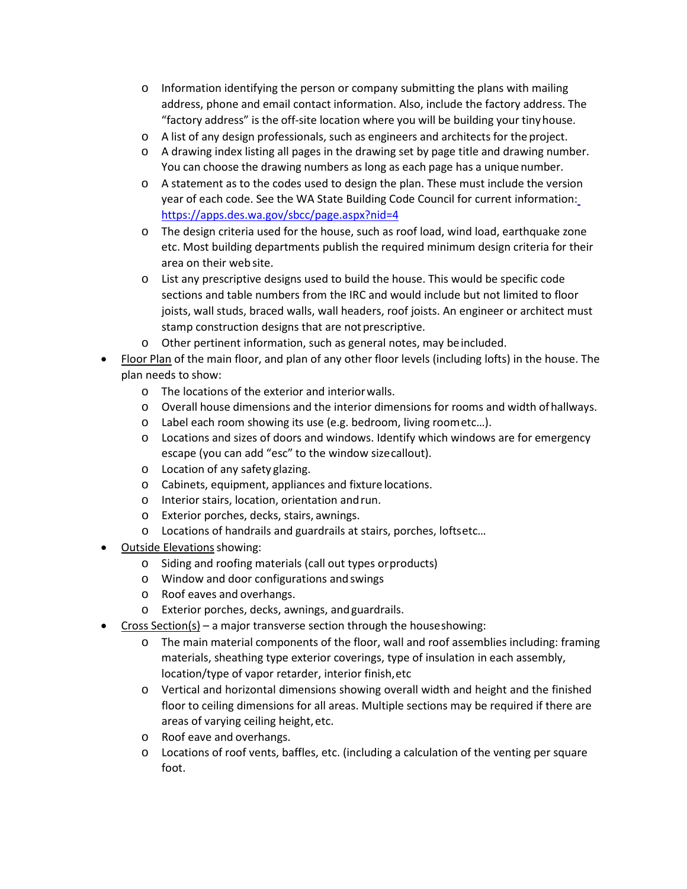- Information identifying the person or company submitting the plans with mailing address, phone and email contact information. Also, include the factory address. The "factory address" is the off-site location where you will be building your tiny house.
  - A list of any design professionals, such as engineers and architects for the project.
  - A drawing index listing all pages in the drawing set by page title and drawing number. You can choose the drawing numbers as long as each page has a unique number.
  - A statement as to the codes used to design the plan. These must include the version year of each code. See the WA State Building Code Council for current information: https://apps.des.wa.gov/sbcc/page.aspx?nid=4
  - The design criteria used for the house, such as roof load, wind load, earthquake zone etc. Most building departments publish the required minimum design criteria for their area on their web site.
  - List any prescriptive designs used to build the house. This would be specific code sections and table numbers from the IRC and would include but not limited to floor joists, wall studs, braced walls, wall headers, roof joists. An engineer or architect must stamp construction designs that are not prescriptive.
  - Other pertinent information, such as general notes, may be included.
- <u>Floor Plan</u> of the main floor, and plan of any other floor levels (including lofts) in the house. The plan needs to show:
  - The locations of the exterior and interior walls.
  - Overall house dimensions and the interior dimensions for rooms and width of hallways.
  - Label each room showing its use (e.g. bedroom, living room etc…).
  - Locations and sizes of doors and windows. Identify which windows are for emergency escape (you can add "esc" to the window size callout).
  - Location of any safety glazing.
  - Cabinets, equipment, appliances and fixture locations.
  - Interior stairs, location, orientation and run.
  - Exterior porches, decks, stairs, awnings.
  - Locations of handrails and guardrails at stairs, porches, lofts etc…
- <u>Outside Elevations</u> showing:
  - Siding and roofing materials (call out types or products)
  - Window and door configurations and swings
  - Roof eaves and overhangs.
  - Exterior porches, decks, awnings, and guardrails.
- <u>Cross Section(s)</u> – a major transverse section through the house showing:
  - The main material components of the floor, wall and roof assemblies including: framing materials, sheathing type exterior coverings, type of insulation in each assembly, location/type of vapor retarder, interior finish, etc
  - Vertical and horizontal dimensions showing overall width and height and the finished floor to ceiling dimensions for all areas. Multiple sections may be required if there are areas of varying ceiling height, etc.
  - Roof eave and overhangs.
  - Locations of roof vents, baffles, etc. (including a calculation of the venting per square foot.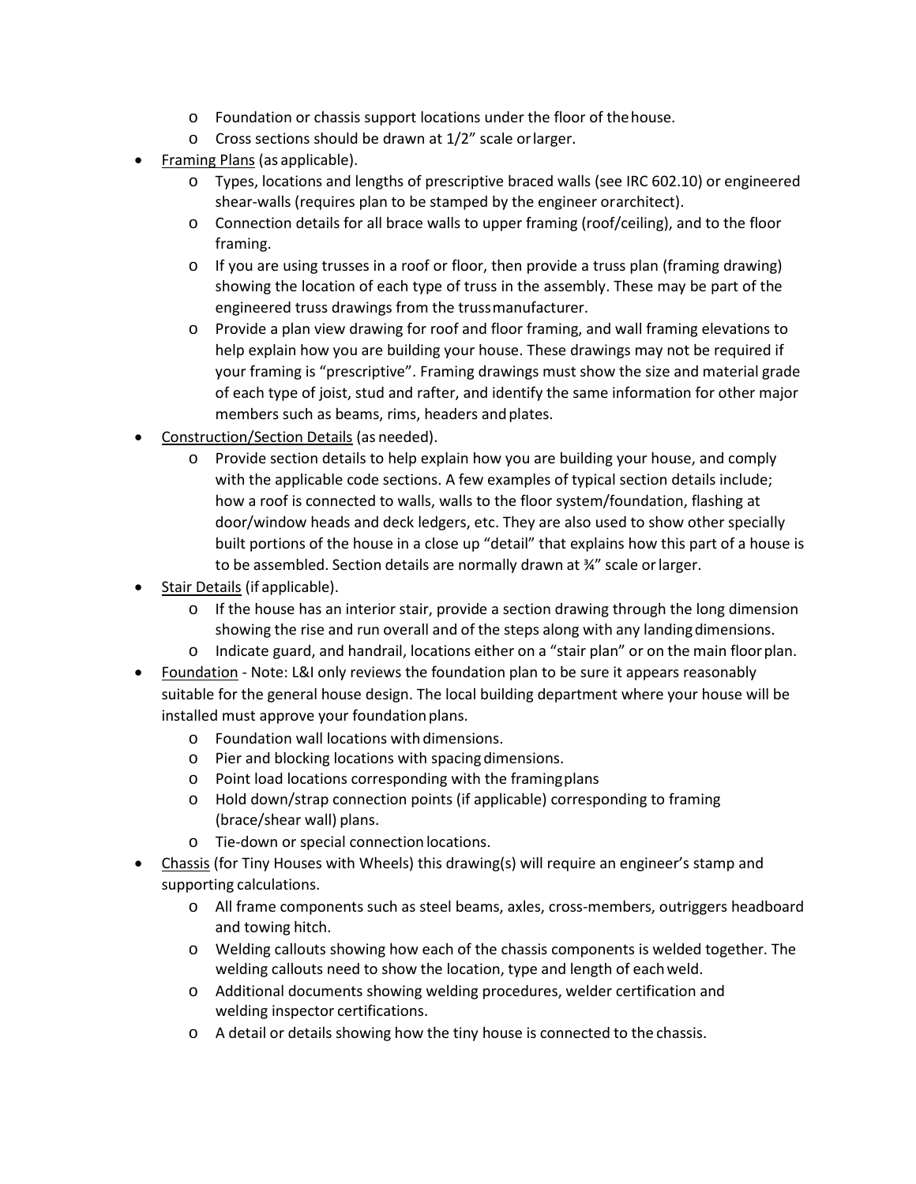- Foundation or chassis support locations under the floor of the house.
  - Cross sections should be drawn at 1/2" scale or larger.
- <u>Framing Plans</u> (as applicable).
  - Types, locations and lengths of prescriptive braced walls (see IRC 602.10) or engineered shear-walls (requires plan to be stamped by the engineer or architect).
  - Connection details for all brace walls to upper framing (roof/ceiling), and to the floor framing.
  - If you are using trusses in a roof or floor, then provide a truss plan (framing drawing) showing the location of each type of truss in the assembly. These may be part of the engineered truss drawings from the truss manufacturer.
  - Provide a plan view drawing for roof and floor framing, and wall framing elevations to help explain how you are building your house. These drawings may not be required if your framing is "prescriptive". Framing drawings must show the size and material grade of each type of joist, stud and rafter, and identify the same information for other major members such as beams, rims, headers and plates.
- <u>Construction/Section Details</u> (as needed).
  - Provide section details to help explain how you are building your house, and comply with the applicable code sections. A few examples of typical section details include; how a roof is connected to walls, walls to the floor system/foundation, flashing at door/window heads and deck ledgers, etc. They are also used to show other specially built portions of the house in a close up "detail" that explains how this part of a house is to be assembled. Section details are normally drawn at ¾" scale or larger.
- <u>Stair Details</u> (if applicable).
  - If the house has an interior stair, provide a section drawing through the long dimension showing the rise and run overall and of the steps along with any landing dimensions.
  - Indicate guard, and handrail, locations either on a "stair plan" or on the main floor plan.
- <u>Foundation</u> - Note: L&I only reviews the foundation plan to be sure it appears reasonably suitable for the general house design. The local building department where your house will be installed must approve your foundation plans.
  - Foundation wall locations with dimensions.
  - Pier and blocking locations with spacing dimensions.
  - Point load locations corresponding with the framing plans
  - Hold down/strap connection points (if applicable) corresponding to framing (brace/shear wall) plans.
  - Tie-down or special connection locations.
- <u>Chassis</u> (for Tiny Houses with Wheels) this drawing(s) will require an engineer's stamp and supporting calculations.
  - All frame components such as steel beams, axles, cross-members, outriggers headboard and towing hitch.
  - Welding callouts showing how each of the chassis components is welded together. The welding callouts need to show the location, type and length of each weld.
  - Additional documents showing welding procedures, welder certification and welding inspector certifications.
  - A detail or details showing how the tiny house is connected to the chassis.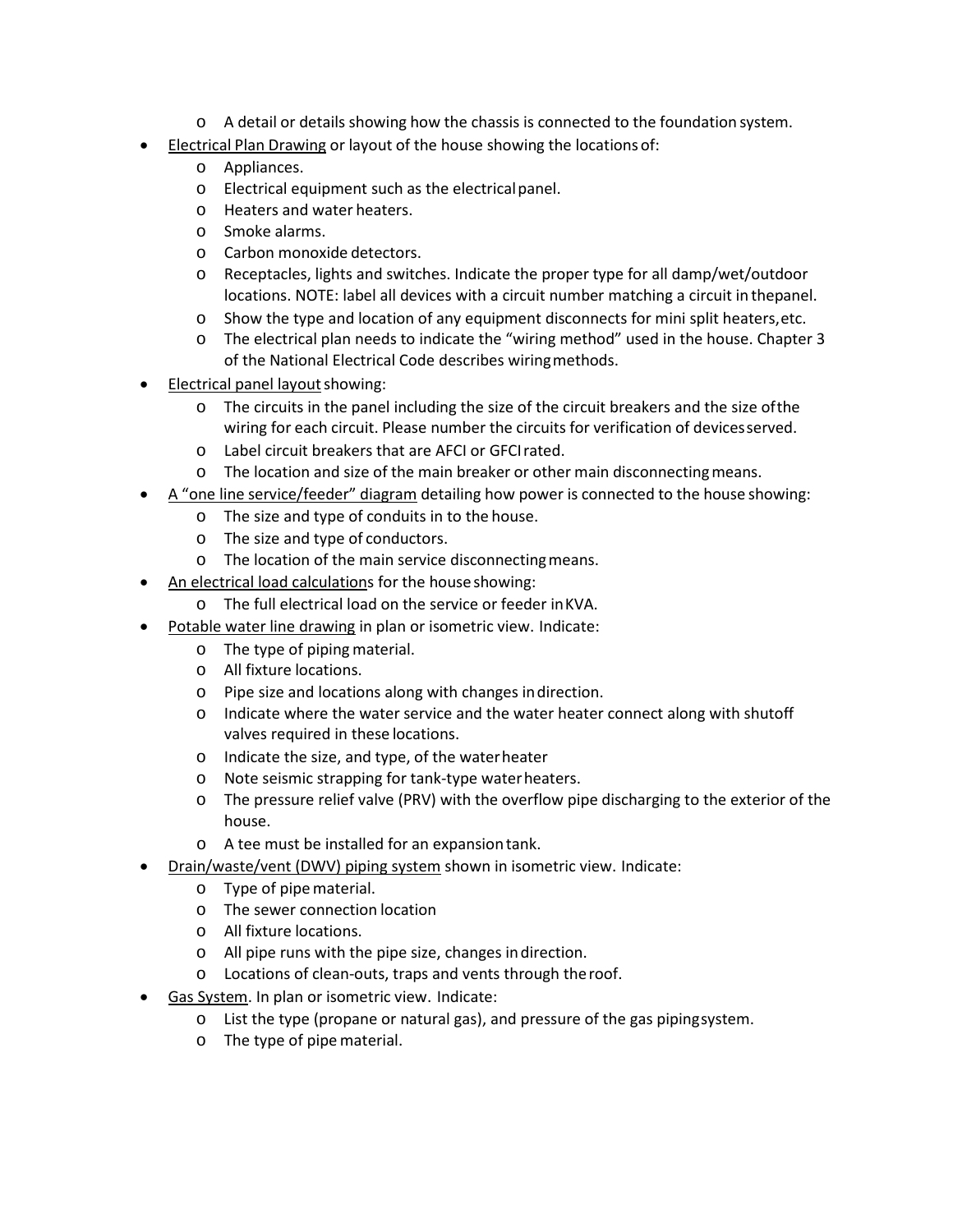- A detail or details showing how the chassis is connected to the foundation system.
- Electrical Plan Drawing or layout of the house showing the locations of:
  - Appliances.
  - Electrical equipment such as the electrical panel.
  - Heaters and water heaters.
  - Smoke alarms.
  - Carbon monoxide detectors.
  - Receptacles, lights and switches. Indicate the proper type for all damp/wet/outdoor locations. NOTE: label all devices with a circuit number matching a circuit in the panel.
  - Show the type and location of any equipment disconnects for mini split heaters, etc.
  - The electrical plan needs to indicate the "wiring method" used in the house. Chapter 3 of the National Electrical Code describes wiring methods.
- Electrical panel layout showing:
  - The circuits in the panel including the size of the circuit breakers and the size of the wiring for each circuit. Please number the circuits for verification of devices served.
  - Label circuit breakers that are AFCI or GFCI rated.
  - The location and size of the main breaker or other main disconnecting means.
- A "one line service/feeder" diagram detailing how power is connected to the house showing:
  - The size and type of conduits in to the house.
  - The size and type of conductors.
  - The location of the main service disconnecting means.
- An electrical load calculations for the house showing:
  - The full electrical load on the service or feeder in KVA.
- Potable water line drawing in plan or isometric view. Indicate:
  - The type of piping material.
  - All fixture locations.
  - Pipe size and locations along with changes in direction.
  - Indicate where the water service and the water heater connect along with shutoff valves required in these locations.
  - Indicate the size, and type, of the water heater
  - Note seismic strapping for tank-type water heaters.
  - The pressure relief valve (PRV) with the overflow pipe discharging to the exterior of the house.
  - A tee must be installed for an expansion tank.
- Drain/waste/vent (DWV) piping system shown in isometric view. Indicate:
  - Type of pipe material.
  - The sewer connection location
  - All fixture locations.
  - All pipe runs with the pipe size, changes in direction.
  - Locations of clean-outs, traps and vents through the roof.
- Gas System. In plan or isometric view. Indicate:
  - List the type (propane or natural gas), and pressure of the gas piping system.
  - The type of pipe material.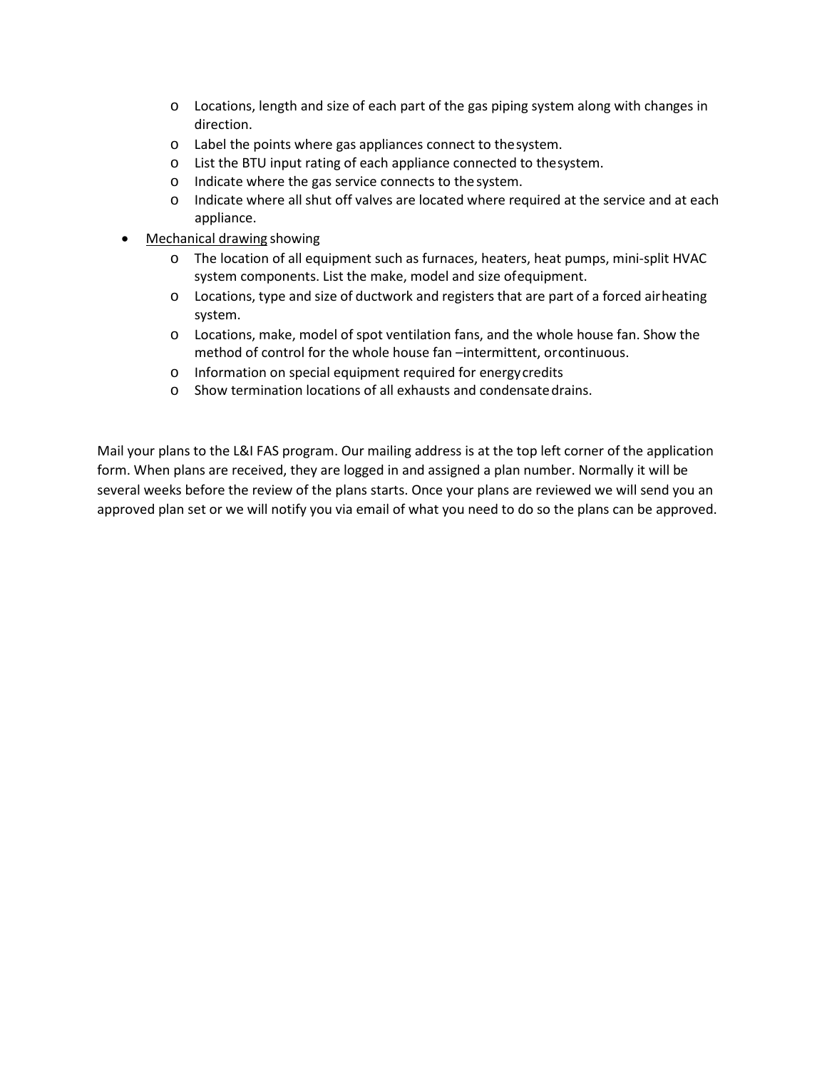- Locations, length and size of each part of the gas piping system along with changes in direction.
  - Label the points where gas appliances connect to the system.
  - List the BTU input rating of each appliance connected to the system.
  - Indicate where the gas service connects to the system.
  - Indicate where all shut off valves are located where required at the service and at each appliance.
- Mechanical drawing showing
  - The location of all equipment such as furnaces, heaters, heat pumps, mini-split HVAC system components. List the make, model and size of equipment.
  - Locations, type and size of ductwork and registers that are part of a forced air heating system.
  - Locations, make, model of spot ventilation fans, and the whole house fan. Show the method of control for the whole house fan –intermittent, or continuous.
  - Information on special equipment required for energy credits
  - Show termination locations of all exhausts and condensate drains.

Mail your plans to the L&I FAS program. Our mailing address is at the top left corner of the application form. When plans are received, they are logged in and assigned a plan number. Normally it will be several weeks before the review of the plans starts. Once your plans are reviewed we will send you an approved plan set or we will notify you via email of what you need to do so the plans can be approved.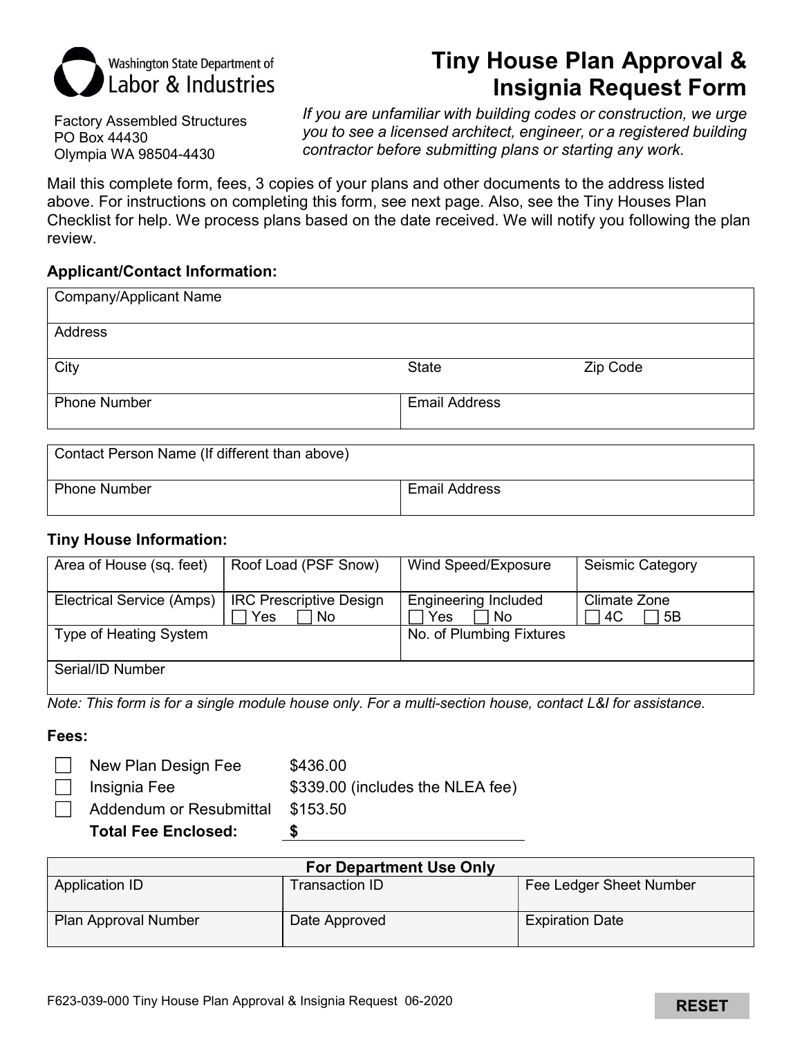Washington State Department of Labor & Industries

Factory Assembled Structures
PO Box 44430
Olympia WA 98504-4430

# Tiny House Plan Approval & Insignia Request Form

*If you are unfamiliar with building codes or construction, we urge you to see a licensed architect, engineer, or a registered building contractor before submitting plans or starting any work.*

Mail this complete form, fees, 3 copies of your plans and other documents to the address listed above. For instructions on completing this form, see next page. Also, see the Tiny Houses Plan Checklist for help. We process plans based on the date received. We will notify you following the plan review.

### Applicant/Contact Information:

| Company/Applicant Name | | |
|---|---|---|
| Address | | |
| City | State | Zip Code |
| Phone Number | Email Address | |

| Contact Person Name (If different than above) | |
|---|---|
| Phone Number | Email Address |

### Tiny House Information:

| Area of House (sq. feet) | Roof Load (PSF Snow) | Wind Speed/Exposure | Seismic Category |
|---|---|---|---|
| Electrical Service (Amps) | IRC Prescriptive Design ☐ Yes ☐ No | Engineering Included ☐ Yes ☐ No | Climate Zone ☐ 4C ☐ 5B |
| Type of Heating System | | No. of Plumbing Fixtures | |
| Serial/ID Number | | | |

*Note: This form is for a single module house only. For a multi-section house, contact L&I for assistance.*

### Fees:

- ☐ New Plan Design Fee $436.00
- ☐ Insignia Fee $339.00 (includes the NLEA fee)
- ☐ Addendum or Resubmittal $153.50

**Total Fee Enclosed:** **$** ________________

| For Department Use Only | | |
|---|---|---|
| Application ID | Transaction ID | Fee Ledger Sheet Number |
| Plan Approval Number | Date Approved | Expiration Date |

F623-039-000 Tiny House Plan Approval & Insignia Request 06-2020

RESET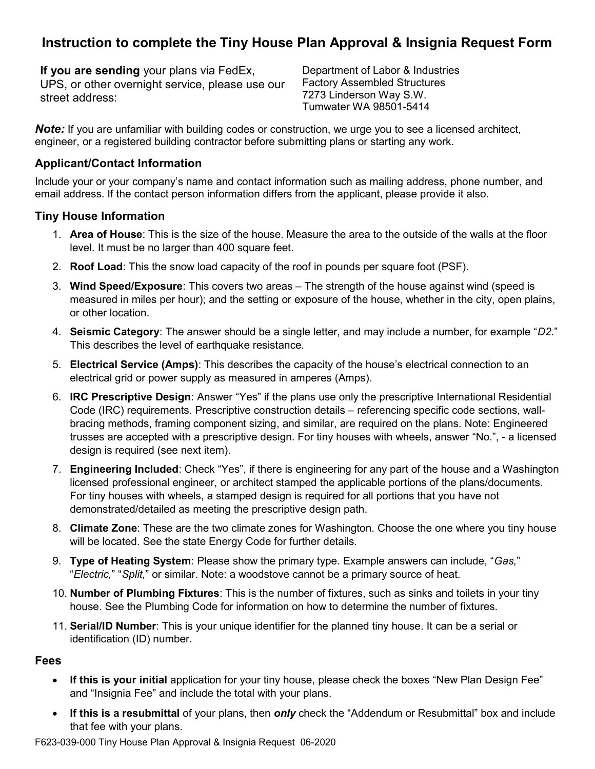# Instruction to complete the Tiny House Plan Approval & Insignia Request Form

**If you are sending** your plans via FedEx, UPS, or other overnight service, please use our street address:

Department of Labor & Industries
Factory Assembled Structures
7273 Linderson Way S.W.
Tumwater WA 98501-5414

***Note:*** If you are unfamiliar with building codes or construction, we urge you to see a licensed architect, engineer, or a registered building contractor before submitting plans or starting any work.

### Applicant/Contact Information

Include your or your company's name and contact information such as mailing address, phone number, and email address. If the contact person information differs from the applicant, please provide it also.

### Tiny House Information

1. **Area of House**: This is the size of the house. Measure the area to the outside of the walls at the floor level. It must be no larger than 400 square feet.
2. **Roof Load**: This the snow load capacity of the roof in pounds per square foot (PSF).
3. **Wind Speed/Exposure**: This covers two areas – The strength of the house against wind (speed is measured in miles per hour); and the setting or exposure of the house, whether in the city, open plains, or other location.
4. **Seismic Category**: The answer should be a single letter, and may include a number, for example "*D2.*" This describes the level of earthquake resistance.
5. **Electrical Service (Amps)**: This describes the capacity of the house's electrical connection to an electrical grid or power supply as measured in amperes (Amps).
6. **IRC Prescriptive Design**: Answer "Yes" if the plans use only the prescriptive International Residential Code (IRC) requirements. Prescriptive construction details – referencing specific code sections, wall-bracing methods, framing component sizing, and similar, are required on the plans. Note: Engineered trusses are accepted with a prescriptive design. For tiny houses with wheels, answer "No.", - a licensed design is required (see next item).
7. **Engineering Included**: Check "Yes", if there is engineering for any part of the house and a Washington licensed professional engineer, or architect stamped the applicable portions of the plans/documents. For tiny houses with wheels, a stamped design is required for all portions that you have not demonstrated/detailed as meeting the prescriptive design path.
8. **Climate Zone**: These are the two climate zones for Washington. Choose the one where you tiny house will be located. See the state Energy Code for further details.
9. **Type of Heating System**: Please show the primary type. Example answers can include, "*Gas,*" "*Electric,*" "*Split,*" or similar. Note: a woodstove cannot be a primary source of heat.
10. **Number of Plumbing Fixtures**: This is the number of fixtures, such as sinks and toilets in your tiny house. See the Plumbing Code for information on how to determine the number of fixtures.
11. **Serial/ID Number**: This is your unique identifier for the planned tiny house. It can be a serial or identification (ID) number.

### Fees

- **If this is your initial** application for your tiny house, please check the boxes "New Plan Design Fee" and "Insignia Fee" and include the total with your plans.
- **If this is a resubmittal** of your plans, then ***only*** check the "Addendum or Resubmittal" box and include that fee with your plans.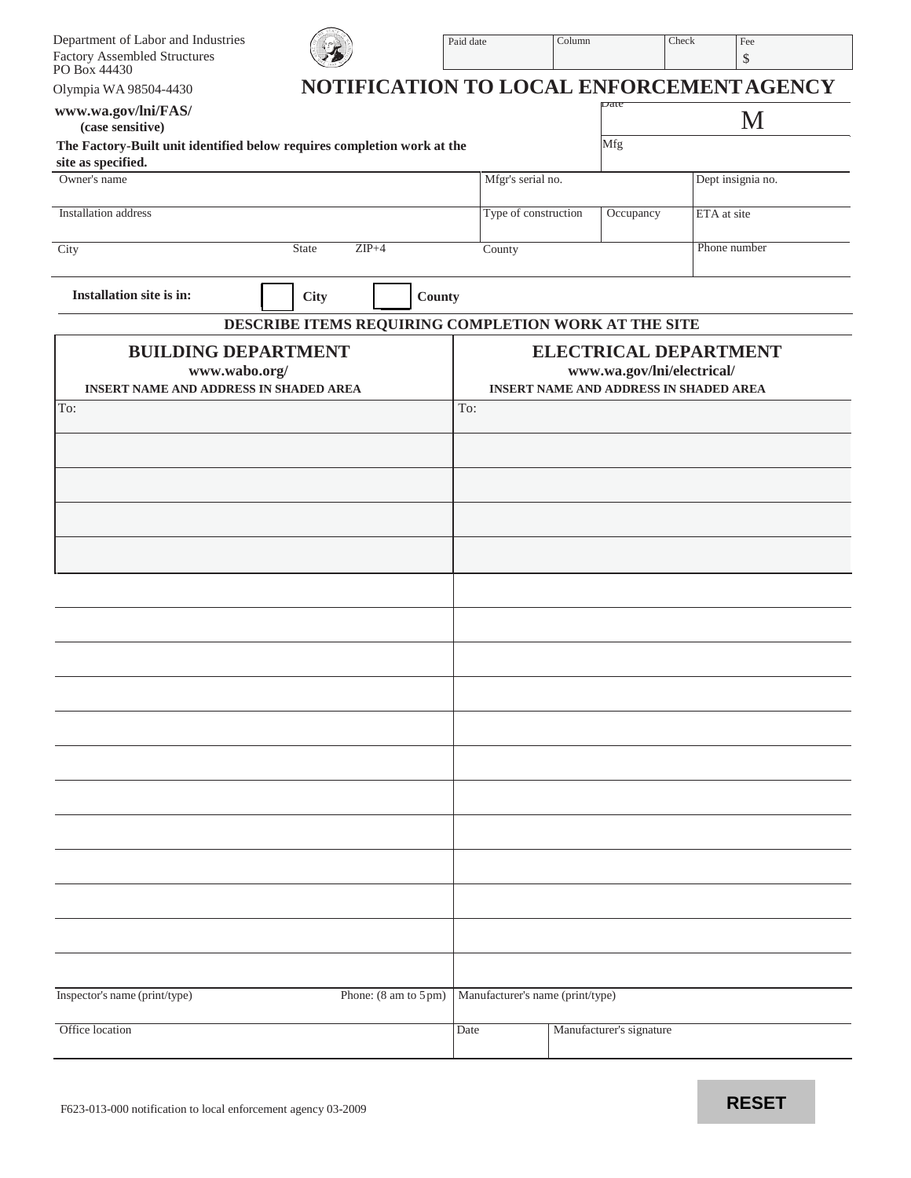Department of Labor and Industries
Factory Assembled Structures
PO Box 44430
Olympia WA 98504-4430

| Paid date | Column | Check | Fee |
|---|---|---|---|
| | | | $ |

# NOTIFICATION TO LOCAL ENFORCEMENT AGENCY

**www.wa.gov/lni/FAS/**
**(case sensitive)**

**The Factory-Built unit identified below requires completion work at the site as specified.**

| | |
|---|---|
| Date | M |
| Mfg | |

| Owner's name | Mfgr's serial no. | | Dept insignia no. |
|---|---|---|---|
| Installation address | Type of construction | Occupancy | ETA at site |
| City / State / ZIP+4 | County | | Phone number |

**Installation site is in:** ☐ **City** ☐ **County**

**DESCRIBE ITEMS REQUIRING COMPLETION WORK AT THE SITE**

| **BUILDING DEPARTMENT** www.wabo.org/ INSERT NAME AND ADDRESS IN SHADED AREA | **ELECTRICAL DEPARTMENT** www.wa.gov/lni/electrical/ INSERT NAME AND ADDRESS IN SHADED AREA |
|---|---|
| To: | To: |
| | |
| | |
| | |
| | |
| | |
| | |
| | |
| | |
| | |
| | |
| | |
| | |
| | |
| | |
| | |
| | |

| Inspector's name (print/type) | Phone: (8 am to 5 pm) | Manufacturer's name (print/type) | |
|---|---|---|---|
| Office location | | Date | Manufacturer's signature |

F623-013-000 notification to local enforcement agency 03-2009

RESET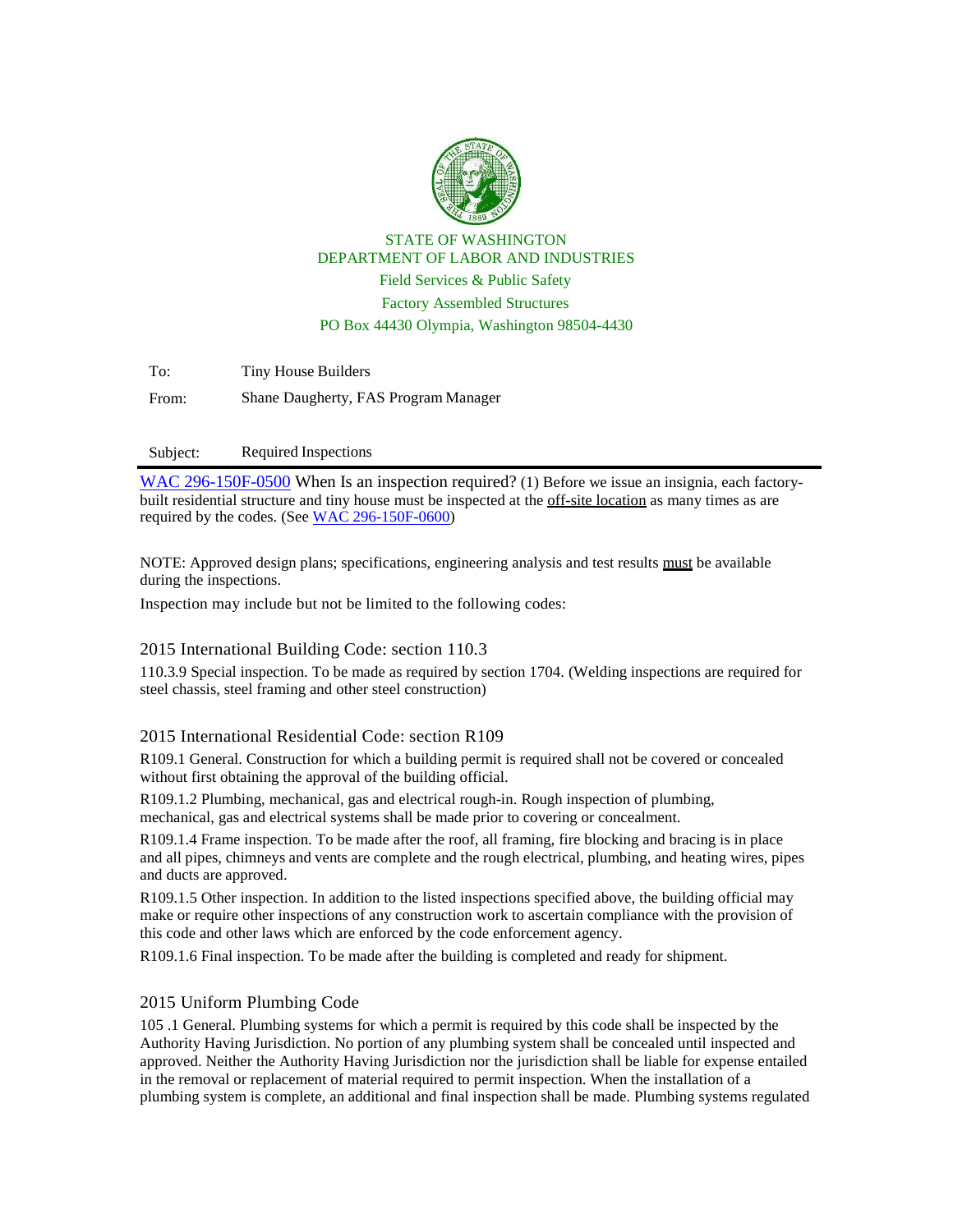STATE OF WASHINGTON
DEPARTMENT OF LABOR AND INDUSTRIES
Field Services & Public Safety
Factory Assembled Structures
PO Box 44430 Olympia, Washington 98504-4430

To: Tiny House Builders

From: Shane Daugherty, FAS Program Manager

Subject: Required Inspections

---

WAC 296-150F-0500 When Is an inspection required? (1) Before we issue an insignia, each factory-built residential structure and tiny house must be inspected at the off-site location as many times as are required by the codes. (See WAC 296-150F-0600)

NOTE: Approved design plans; specifications, engineering analysis and test results must be available during the inspections.

Inspection may include but not be limited to the following codes:

## 2015 International Building Code: section 110.3

110.3.9 Special inspection. To be made as required by section 1704. (Welding inspections are required for steel chassis, steel framing and other steel construction)

## 2015 International Residential Code: section R109

R109.1 General. Construction for which a building permit is required shall not be covered or concealed without first obtaining the approval of the building official.

R109.1.2 Plumbing, mechanical, gas and electrical rough-in. Rough inspection of plumbing, mechanical, gas and electrical systems shall be made prior to covering or concealment.

R109.1.4 Frame inspection. To be made after the roof, all framing, fire blocking and bracing is in place and all pipes, chimneys and vents are complete and the rough electrical, plumbing, and heating wires, pipes and ducts are approved.

R109.1.5 Other inspection. In addition to the listed inspections specified above, the building official may make or require other inspections of any construction work to ascertain compliance with the provision of this code and other laws which are enforced by the code enforcement agency.

R109.1.6 Final inspection. To be made after the building is completed and ready for shipment.

## 2015 Uniform Plumbing Code

105 .1 General. Plumbing systems for which a permit is required by this code shall be inspected by the Authority Having Jurisdiction. No portion of any plumbing system shall be concealed until inspected and approved. Neither the Authority Having Jurisdiction nor the jurisdiction shall be liable for expense entailed in the removal or replacement of material required to permit inspection. When the installation of a plumbing system is complete, an additional and final inspection shall be made. Plumbing systems regulated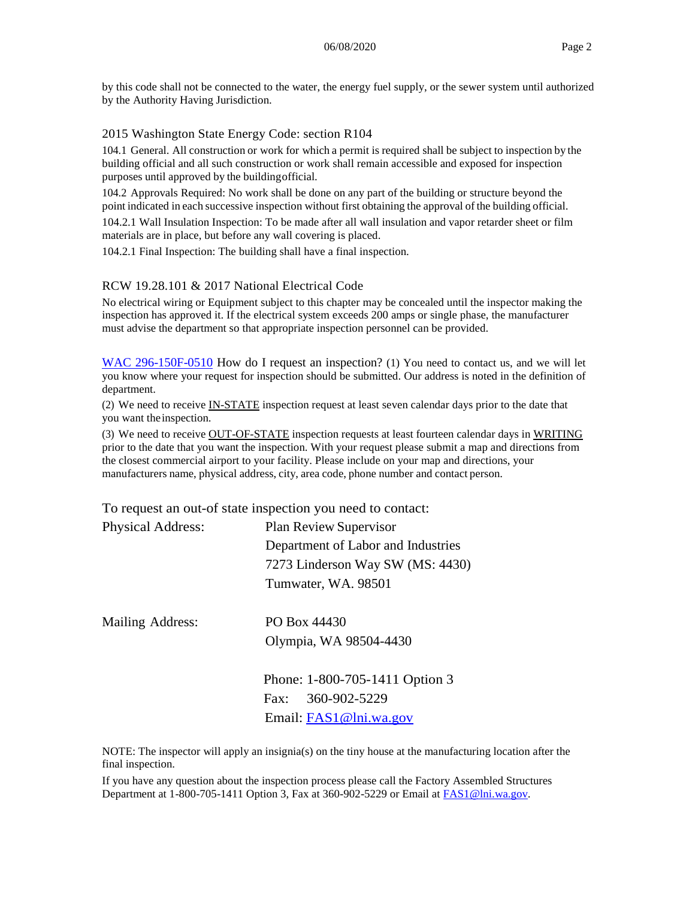by this code shall not be connected to the water, the energy fuel supply, or the sewer system until authorized by the Authority Having Jurisdiction.

## 2015 Washington State Energy Code: section R104

104.1 General. All construction or work for which a permit is required shall be subject to inspection by the building official and all such construction or work shall remain accessible and exposed for inspection purposes until approved by the building official.

104.2 Approvals Required: No work shall be done on any part of the building or structure beyond the point indicated in each successive inspection without first obtaining the approval of the building official.

104.2.1 Wall Insulation Inspection: To be made after all wall insulation and vapor retarder sheet or film materials are in place, but before any wall covering is placed.

104.2.1 Final Inspection: The building shall have a final inspection.

## RCW 19.28.101 & 2017 National Electrical Code

No electrical wiring or Equipment subject to this chapter may be concealed until the inspector making the inspection has approved it. If the electrical system exceeds 200 amps or single phase, the manufacturer must advise the department so that appropriate inspection personnel can be provided.

WAC 296-150F-0510 How do I request an inspection? (1) You need to contact us, and we will let you know where your request for inspection should be submitted. Our address is noted in the definition of department.

(2) We need to receive IN-STATE inspection request at least seven calendar days prior to the date that you want the inspection.

(3) We need to receive OUT-OF-STATE inspection requests at least fourteen calendar days in WRITING prior to the date that you want the inspection. With your request please submit a map and directions from the closest commercial airport to your facility. Please include on your map and directions, your manufacturers name, physical address, city, area code, phone number and contact person.

To request an out-of state inspection you need to contact:

Physical Address:
Plan Review Supervisor
Department of Labor and Industries
7273 Linderson Way SW (MS: 4430)
Tumwater, WA. 98501

Mailing Address:
PO Box 44430
Olympia, WA 98504-4430

Phone: 1-800-705-1411 Option 3
Fax: 360-902-5229
Email: FAS1@lni.wa.gov

NOTE: The inspector will apply an insignia(s) on the tiny house at the manufacturing location after the final inspection.

If you have any question about the inspection process please call the Factory Assembled Structures Department at 1-800-705-1411 Option 3, Fax at 360-902-5229 or Email at FAS1@lni.wa.gov.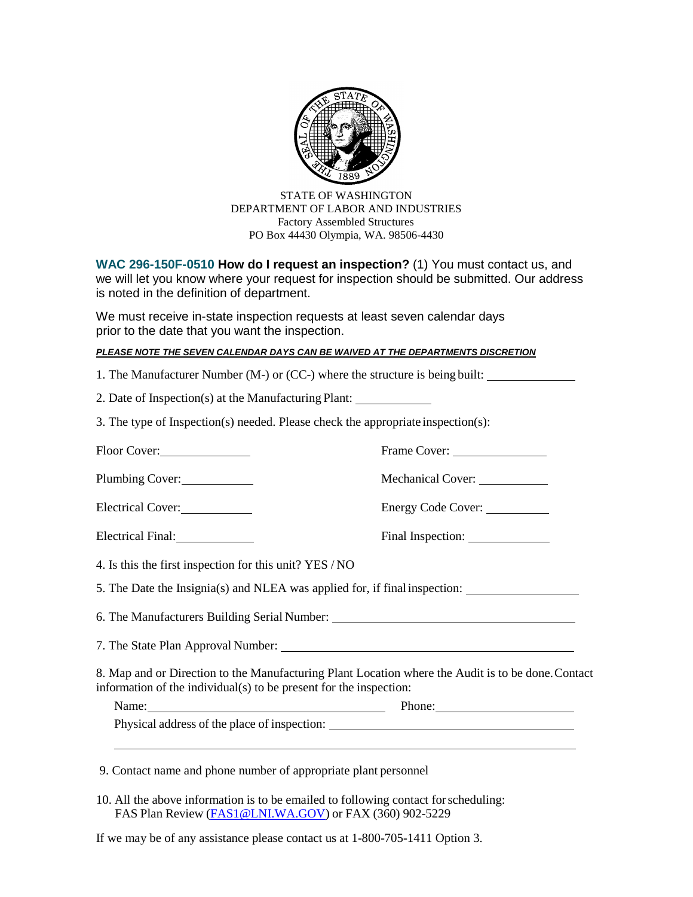STATE OF WASHINGTON
DEPARTMENT OF LABOR AND INDUSTRIES
Factory Assembled Structures
PO Box 44430 Olympia, WA. 98506-4430

**WAC 296-150F-0510 How do I request an inspection?** (1) You must contact us, and we will let you know where your request for inspection should be submitted. Our address is noted in the definition of department.

We must receive in-state inspection requests at least seven calendar days prior to the date that you want the inspection.

***PLEASE NOTE THE SEVEN CALENDAR DAYS CAN BE WAIVED AT THE DEPARTMENTS DISCRETION***

1. The Manufacturer Number (M-) or (CC-) where the structure is being built: ______________

2. Date of Inspection(s) at the Manufacturing Plant: ____________

3. The type of Inspection(s) needed. Please check the appropriate inspection(s):

Floor Cover: ______________ Frame Cover: ______________

Plumbing Cover: ____________ Mechanical Cover: ___________

Electrical Cover: ____________ Energy Code Cover: __________

Electrical Final: _____________ Final Inspection: _____________

4. Is this the first inspection for this unit? YES / NO

5. The Date the Insignia(s) and NLEA was applied for, if final inspection: __________________

6. The Manufacturers Building Serial Number: ________________________________________

7. The State Plan Approval Number: _____________________________________________

8. Map and or Direction to the Manufacturing Plant Location where the Audit is to be done. Contact information of the individual(s) to be present for the inspection:

Name: ________________________________ Phone: ______________________

Physical address of the place of inspection: ______________________________________

_________________________________________________________________________

9. Contact name and phone number of appropriate plant personnel

10. All the above information is to be emailed to following contact for scheduling:
FAS Plan Review (FAS1@LNI.WA.GOV) or FAX (360) 902-5229

If we may be of any assistance please contact us at 1-800-705-1411 Option 3.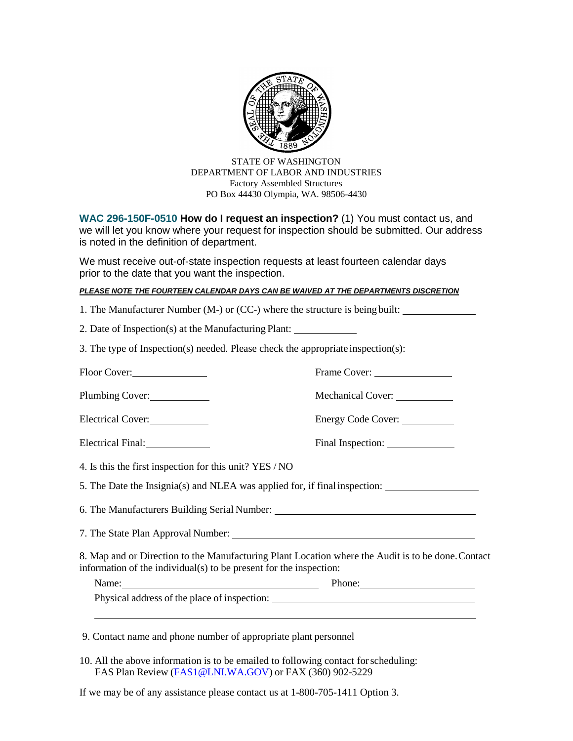STATE OF WASHINGTON
DEPARTMENT OF LABOR AND INDUSTRIES
Factory Assembled Structures
PO Box 44430 Olympia, WA. 98506-4430

**WAC 296-150F-0510 How do I request an inspection?** (1) You must contact us, and we will let you know where your request for inspection should be submitted. Our address is noted in the definition of department.

We must receive out-of-state inspection requests at least fourteen calendar days prior to the date that you want the inspection.

***PLEASE NOTE THE FOURTEEN CALENDAR DAYS CAN BE WAIVED AT THE DEPARTMENTS DISCRETION***

1. The Manufacturer Number (M-) or (CC-) where the structure is being built: ______________

2. Date of Inspection(s) at the Manufacturing Plant: ____________

3. The type of Inspection(s) needed. Please check the appropriate inspection(s):

Floor Cover: ______________ Frame Cover: ______________

Plumbing Cover: ____________ Mechanical Cover: ___________

Electrical Cover: ____________ Energy Code Cover: __________

Electrical Final: _____________ Final Inspection: _____________

4. Is this the first inspection for this unit? YES / NO

5. The Date the Insignia(s) and NLEA was applied for, if final inspection: __________________

6. The Manufacturers Building Serial Number: ______________________________________

7. The State Plan Approval Number: ______________________________________________

8. Map and or Direction to the Manufacturing Plant Location where the Audit is to be done. Contact information of the individual(s) to be present for the inspection:

Name: ______________________________________ Phone: _______________________

Physical address of the place of inspection: ______________________________________

_________________________________________________________________________

9. Contact name and phone number of appropriate plant personnel

10. All the above information is to be emailed to following contact for scheduling:
FAS Plan Review (FAS1@LNI.WA.GOV) or FAX (360) 902-5229

If we may be of any assistance please contact us at 1-800-705-1411 Option 3.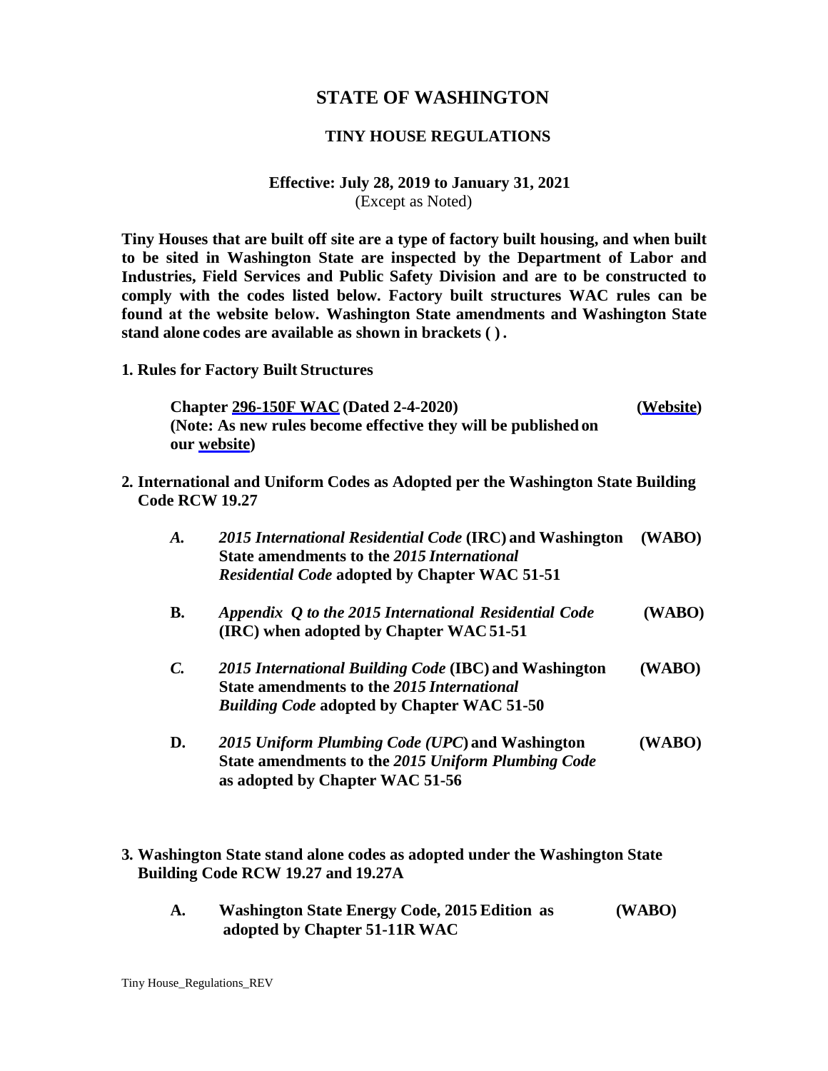# STATE OF WASHINGTON

## TINY HOUSE REGULATIONS

**Effective: July 28, 2019 to January 31, 2021**
(Except as Noted)

**Tiny Houses that are built off site are a type of factory built housing, and when built to be sited in Washington State are inspected by the Department of Labor and Industries, Field Services and Public Safety Division and are to be constructed to comply with the codes listed below. Factory built structures WAC rules can be found at the website below. Washington State amendments and Washington State stand alone codes are available as shown in brackets ( ).**

**1. Rules for Factory Built Structures**

**Chapter 296-150F WAC (Dated 2-4-2020)** **(Website)**
**(Note: As new rules become effective they will be published on our website)**

**2. International and Uniform Codes as Adopted per the Washington State Building Code RCW 19.27**

***A.*** ***2015 International Residential Code*** **(IRC) and Washington State amendments to the *2015 International Residential Code* adopted by Chapter WAC 51-51** **(WABO)**

**B.** ***Appendix Q to the 2015 International Residential Code*** **(IRC) when adopted by Chapter WAC 51-51** **(WABO)**

***C.*** ***2015 International Building Code*** **(IBC) and Washington State amendments to the *2015 International Building Code* adopted by Chapter WAC 51-50** **(WABO)**

**D.** ***2015 Uniform Plumbing Code (UPC*****) and Washington State amendments to the *2015 Uniform Plumbing Code* as adopted by Chapter WAC 51-56** **(WABO)**

**3. Washington State stand alone codes as adopted under the Washington State Building Code RCW 19.27 and 19.27A**

**A.** **Washington State Energy Code, 2015 Edition as adopted by Chapter 51-11R WAC** **(WABO)**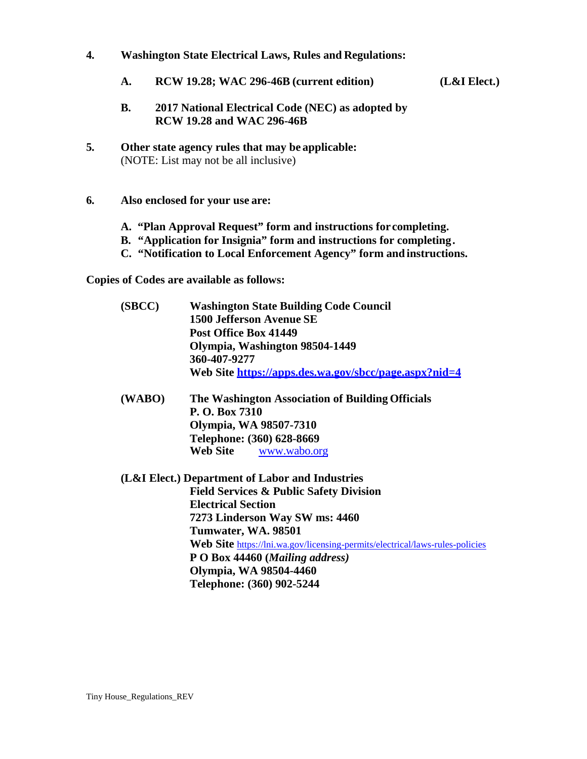**4. Washington State Electrical Laws, Rules and Regulations:**

**A. RCW 19.28; WAC 296-46B (current edition) (L&I Elect.)**

**B. 2017 National Electrical Code (NEC) as adopted by RCW 19.28 and WAC 296-46B**

**5. Other state agency rules that may be applicable:**
(NOTE: List may not be all inclusive)

**6. Also enclosed for your use are:**

**A. "Plan Approval Request" form and instructions for completing.**
**B. "Application for Insignia" form and instructions for completing.**
**C. "Notification to Local Enforcement Agency" form and instructions.**

**Copies of Codes are available as follows:**

**(SBCC) Washington State Building Code Council**
**1500 Jefferson Avenue SE**
**Post Office Box 41449**
**Olympia, Washington 98504-1449**
**360-407-9277**
**Web Site [https://apps.des.wa.gov/sbcc/page.aspx?nid=4](https://apps.des.wa.gov/sbcc/page.aspx?nid=4)**

**(WABO) The Washington Association of Building Officials**
**P. O. Box 7310**
**Olympia, WA 98507-7310**
**Telephone: (360) 628-8669**
**Web Site** [www.wabo.org](http://www.wabo.org)

**(L&I Elect.) Department of Labor and Industries**
**Field Services & Public Safety Division**
**Electrical Section**
**7273 Linderson Way SW ms: 4460**
**Tumwater, WA. 98501**
**Web Site** [https://lni.wa.gov/licensing-permits/electrical/laws-rules-policies](https://lni.wa.gov/licensing-permits/electrical/laws-rules-policies)
**P O Box 44460 (*Mailing address)***
**Olympia, WA 98504-4460**
**Telephone: (360) 902-5244**